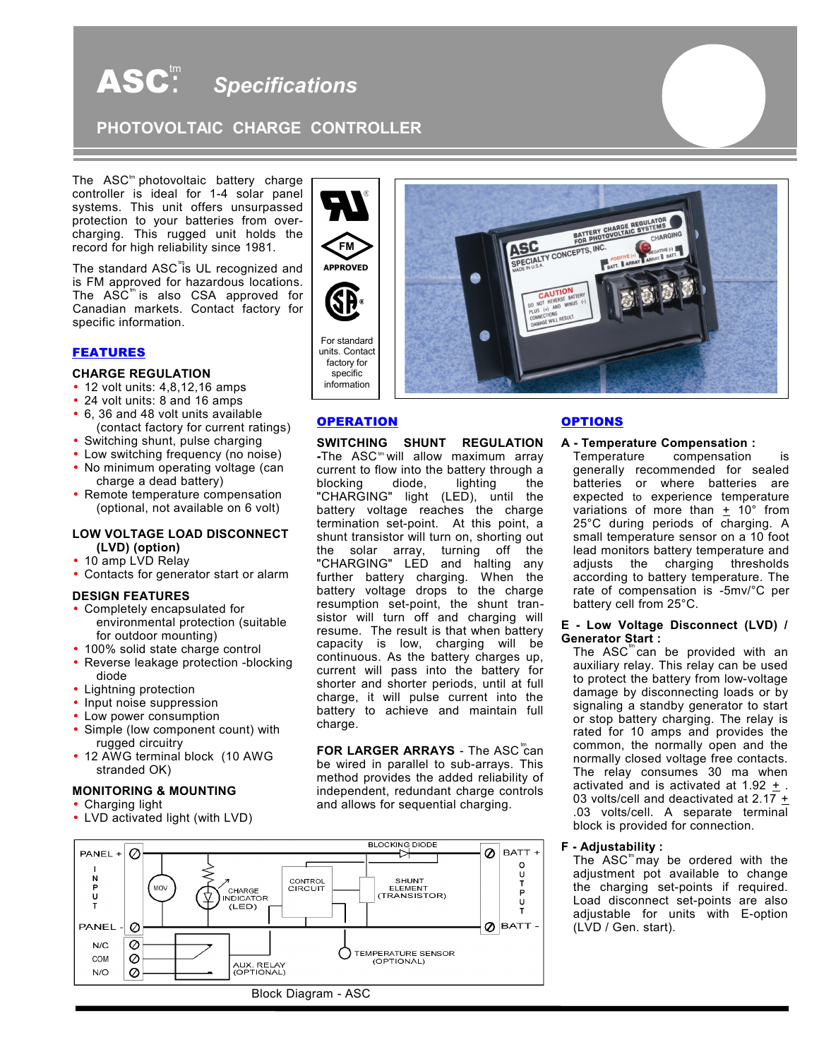# ASC™ Specifications

## PHOTOVOLTAIC CHARGE CONTROLLER

The ASC™ photovoltaic battery charge controller is ideal for 1-4 solar panel systems. This unit offers unsurpassed protection to your batteries from over-charging. This rugged unit holds the record for high reliability since 1981.

The standard ASC™ is UL recognized and is FM approved for hazardous locations. The ASC™ is also CSA approved for Canadian markets. Contact factory for specific information.

APPROVED

For standard units. Contact factory for specific information

## FEATURES

### CHARGE REGULATION

- 12 volt units: 4,8,12,16 amps
- 24 volt units: 8 and 16 amps
- 6, 36 and 48 volt units available (contact factory for current ratings)
- Switching shunt, pulse charging
- Low switching frequency (no noise)
- No minimum operating voltage (can charge a dead battery)
- Remote temperature compensation (optional, not available on 6 volt)

### LOW VOLTAGE LOAD DISCONNECT (LVD) (option)

- 10 amp LVD Relay
- Contacts for generator start or alarm

### DESIGN FEATURES

- Completely encapsulated for environmental protection (suitable for outdoor mounting)
- 100% solid state charge control
- Reverse leakage protection -blocking diode
- Lightning protection
- Input noise suppression
- Low power consumption
- Simple (low component count) with rugged circuitry
- 12 AWG terminal block (10 AWG stranded OK)

### MONITORING & MOUNTING

- Charging light
- LVD activated light (with LVD)

## OPERATION

**SWITCHING SHUNT REGULATION** -The ASC™ will allow maximum array current to flow into the battery through a blocking diode, lighting the "CHARGING" light (LED), until the battery voltage reaches the charge termination set-point. At this point, a shunt transistor will turn on, shorting out the solar array, turning off the "CHARGING" LED and halting any further battery charging. When the battery voltage drops to the charge resumption set-point, the shunt transistor will turn off and charging will resume. The result is that when battery capacity is low, charging will be continuous. As the battery charges up, current will pass into the battery for shorter and shorter periods, until at full charge, it will pulse current into the battery to achieve and maintain full charge.

**FOR LARGER ARRAYS** - The ASC™ can be wired in parallel to sub-arrays. This method provides the added reliability of independent, redundant charge controls and allows for sequential charging.

## OPTIONS

**A - Temperature Compensation :** Temperature compensation is generally recommended for sealed batteries or where batteries are expected to experience temperature variations of more than ± 10° from 25°C during periods of charging. A small temperature sensor on a 10 foot lead monitors battery temperature and adjusts the charging thresholds according to battery temperature. The rate of compensation is -5mv/°C per battery cell from 25°C.

**E - Low Voltage Disconnect (LVD) / Generator Start :** The ASC™ can be provided with an auxiliary relay. This relay can be used to protect the battery from low-voltage damage by disconnecting loads or by signaling a standby generator to start or stop battery charging. The relay is rated for 10 amps and provides the common, the normally open and the normally closed voltage free contacts. The relay consumes 30 ma when activated and is activated at 1.92 ± .03 volts/cell and deactivated at 2.17 ± .03 volts/cell. A separate terminal block is provided for connection.

**F - Adjustability :** The ASC™ may be ordered with the adjustment pot available to change the charging set-points if required. Load disconnect set-points are also adjustable for units with E-option (LVD / Gen. start).

PANEL + | INPUT | PANEL - | MOV | CHARGE INDICATOR (LED) | CONTROL CIRCUIT | BLOCKING DIODE | SHUNT ELEMENT (TRANSISTOR) | BATT + | OUTPUT | BATT - | N/C | COM | N/O | AUX. RELAY (OPTIONAL) | TEMPERATURE SENSOR (OPTIONAL)

Block Diagram - ASC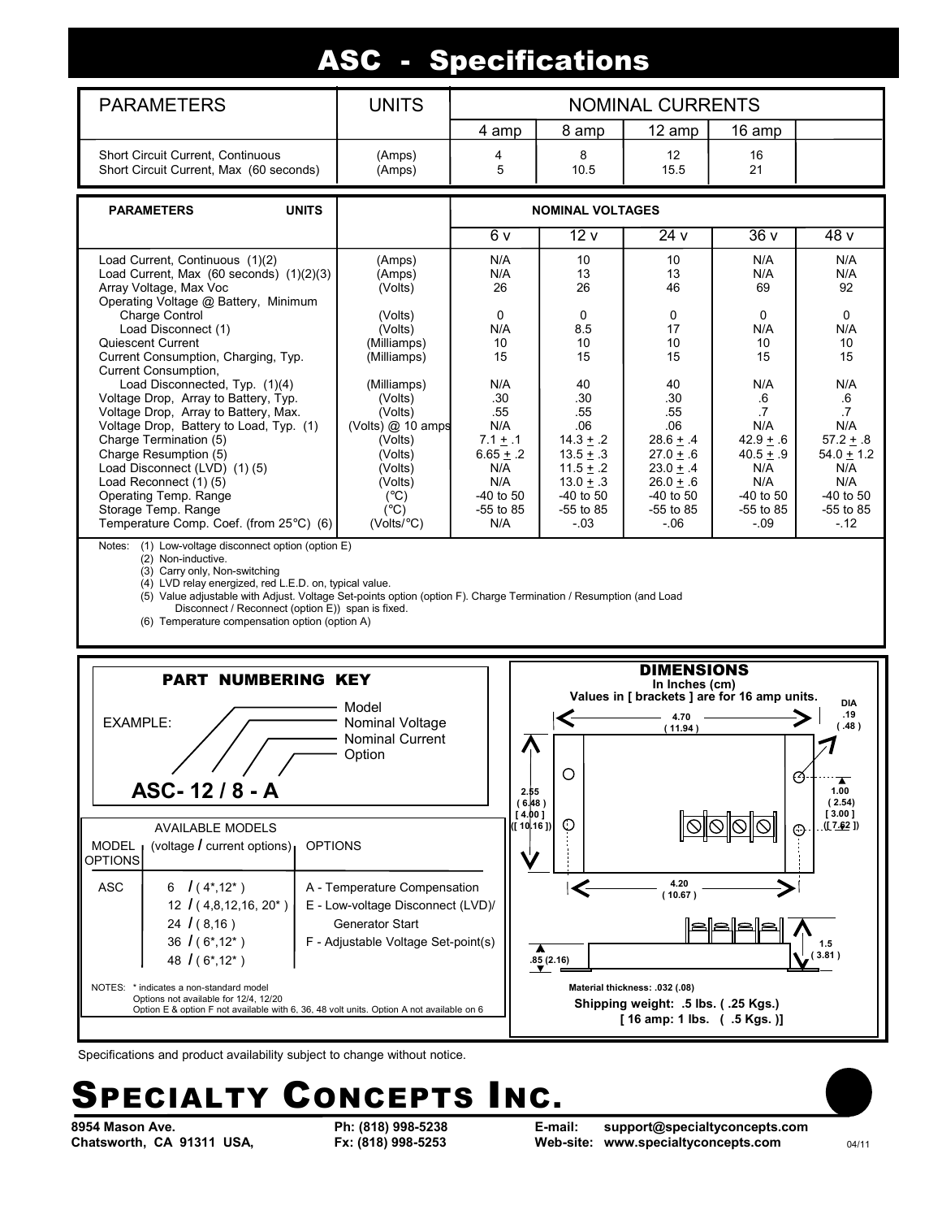# ASC - Specifications

| PARAMETERS | UNITS | NOMINAL CURRENTS | | | | |
|---|---|---|---|---|---|---|
| | | 4 amp | 8 amp | 12 amp | 16 amp | |
| Short Circuit Current, Continuous | (Amps) | 4 | 8 | 12 | 16 | |
| Short Circuit Current, Max (60 seconds) | (Amps) | 5 | 10.5 | 15.5 | 21 | |

| PARAMETERS | UNITS | NOMINAL VOLTAGES | | | | |
|---|---|---|---|---|---|---|
| | | 6 v | 12 v | 24 v | 36 v | 48 v |
| Load Current, Continuous (1)(2) | (Amps) | N/A | 10 | 10 | N/A | N/A |
| Load Current, Max (60 seconds) (1)(2)(3) | (Amps) | N/A | 13 | 13 | N/A | N/A |
| Array Voltage, Max Voc | (Volts) | 26 | 26 | 46 | 69 | 92 |
| Operating Voltage @ Battery, Minimum | | | | | | |
| Charge Control | (Volts) | 0 | 0 | 0 | 0 | 0 |
| Load Disconnect (1) | (Volts) | N/A | 8.5 | 17 | N/A | N/A |
| Quiescent Current | (Milliamps) | 10 | 10 | 10 | 10 | 10 |
| Current Consumption, Charging, Typ. | (Milliamps) | 15 | 15 | 15 | 15 | 15 |
| Current Consumption, | | | | | | |
| Load Disconnected, Typ. (1)(4) | (Milliamps) | N/A | 40 | 40 | N/A | N/A |
| Voltage Drop, Array to Battery, Typ. | (Volts) | .30 | .30 | .30 | .6 | .6 |
| Voltage Drop, Array to Battery, Max. | (Volts) | .55 | .55 | .55 | .7 | .7 |
| Voltage Drop, Battery to Load, Typ. (1) | (Volts) @ 10 amps | N/A | .06 | .06 | N/A | N/A |
| Charge Termination (5) | (Volts) | 7.1 ± .1 | 14.3 ± .2 | 28.6 ± .4 | 42.9 ± .6 | 57.2 ± .8 |
| Charge Resumption (5) | (Volts) | 6.65 ± .2 | 13.5 ± .3 | 27.0 ± .6 | 40.5 ± .9 | 54.0 ± 1.2 |
| Load Disconnect (LVD) (1) (5) | (Volts) | N/A | 11.5 ± .2 | 23.0 ± .4 | N/A | N/A |
| Load Reconnect (1) (5) | (Volts) | N/A | 13.0 ± .3 | 26.0 ± .6 | N/A | N/A |
| Operating Temp. Range | (°C) | -40 to 50 | -40 to 50 | -40 to 50 | -40 to 50 | -40 to 50 |
| Storage Temp. Range | (°C) | -55 to 85 | -55 to 85 | -55 to 85 | -55 to 85 | -55 to 85 |
| Temperature Comp. Coef. (from 25°C) (6) | (Volts/°C) | N/A | -.03 | -.06 | -.09 | -.12 |

Notes:
(1) Low-voltage disconnect option (option E)
(2) Non-inductive.
(3) Carry only, Non-switching
(4) LVD relay energized, red L.E.D. on, typical value.
(5) Value adjustable with Adjust. Voltage Set-points option (option F). Charge Termination / Resumption (and Load Disconnect / Reconnect (option E)) span is fixed.
(6) Temperature compensation option (option A)

## PART NUMBERING KEY

EXAMPLE:

**ASC- 12 / 8 - A**

Model
Nominal Voltage
Nominal Current
Option

AVAILABLE MODELS

| MODEL OPTIONS | (voltage / current options) | OPTIONS |
|---|---|---|
| ASC | 6 / ( 4*,12* ) | A - Temperature Compensation |
| | 12 / ( 4,8,12,16, 20* ) | E - Low-voltage Disconnect (LVD)/ Generator Start |
| | 24 / ( 8,16 ) | F - Adjustable Voltage Set-point(s) |
| | 36 / ( 6*,12* ) | |
| | 48 / ( 6*,12* ) | |

NOTES: * indicates a non-standard model
Options not available for 12/4, 12/20
Option E & option F not available with 6, 36, 48 volt units. Option A not available on 6

## DIMENSIONS

In Inches (cm)
Values in [ brackets ] are for 16 amp units.

4.70 (11.94)
DIA .19 (.48)
2.55 (6.48) [4.00] ([10.16])
1.00 (2.54) [3.00] ([7.62])
4.20 (10.67)
.85 (2.16)
1.5 (3.81)

Material thickness: .032 (.08)

Shipping weight: .5 lbs. ( .25 Kgs.)
[ 16 amp: 1 lbs. ( .5 Kgs. )]

Specifications and product availability subject to change without notice.

# SPECIALTY CONCEPTS INC.

8954 Mason Ave.
Chatsworth, CA 91311 USA,

Ph: (818) 998-5238
Fx: (818) 998-5253

E-mail: support@specialtyconcepts.com
Web-site: www.specialtyconcepts.com

04/11